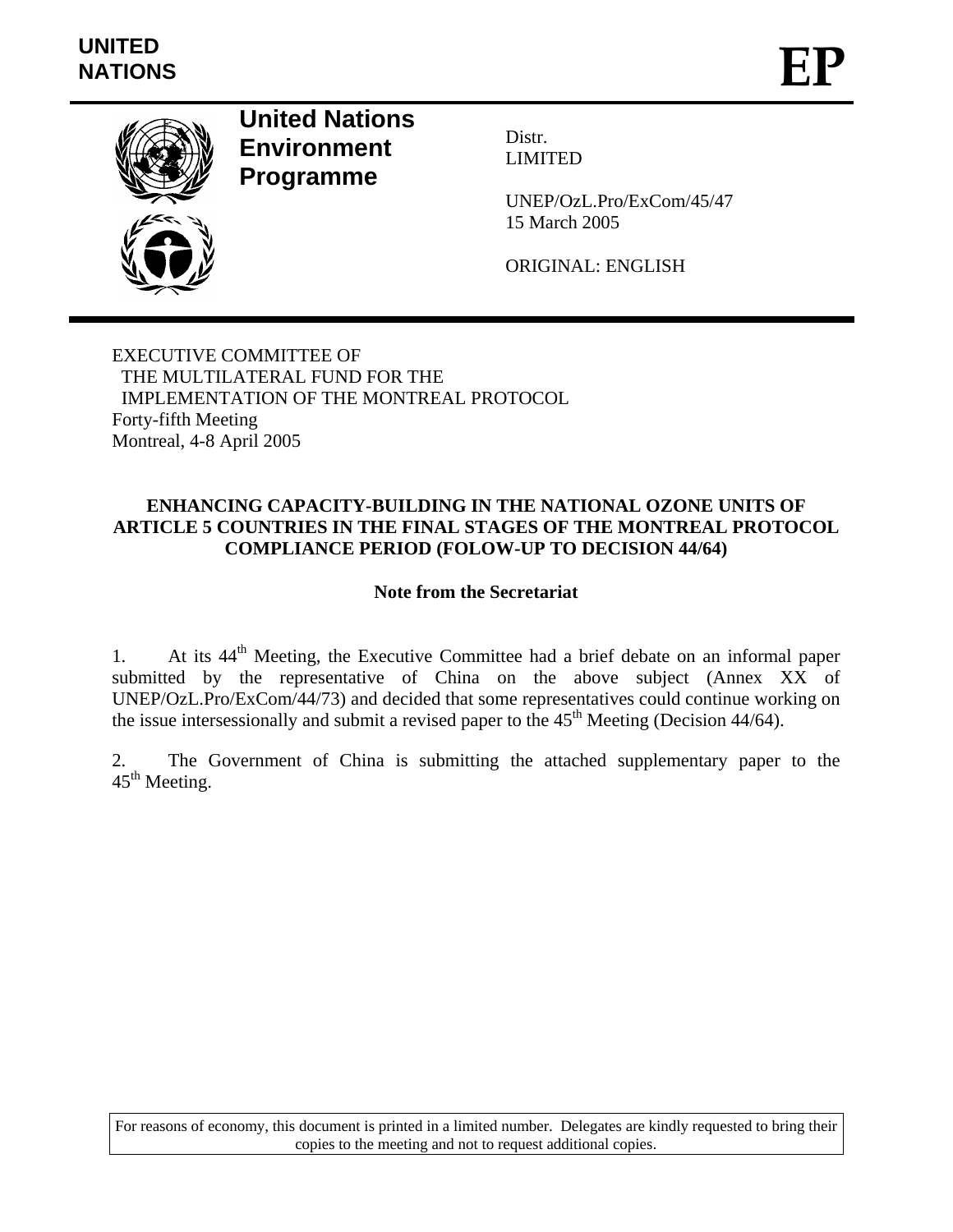UNITED NATIONS

# EP

**United Nations Environment Programme**

Distr.
LIMITED

UNEP/OzL.Pro/ExCom/45/47
15 March 2005

ORIGINAL: ENGLISH

EXECUTIVE COMMITTEE OF
THE MULTILATERAL FUND FOR THE
IMPLEMENTATION OF THE MONTREAL PROTOCOL
Forty-fifth Meeting
Montreal, 4-8 April 2005

## ENHANCING CAPACITY-BUILDING IN THE NATIONAL OZONE UNITS OF ARTICLE 5 COUNTRIES IN THE FINAL STAGES OF THE MONTREAL PROTOCOL COMPLIANCE PERIOD (FOLOW-UP TO DECISION 44/64)

### Note from the Secretariat

1. At its 44th Meeting, the Executive Committee had a brief debate on an informal paper submitted by the representative of China on the above subject (Annex XX of UNEP/OzL.Pro/ExCom/44/73) and decided that some representatives could continue working on the issue intersessionally and submit a revised paper to the 45th Meeting (Decision 44/64).

2. The Government of China is submitting the attached supplementary paper to the 45th Meeting.

For reasons of economy, this document is printed in a limited number. Delegates are kindly requested to bring their copies to the meeting and not to request additional copies.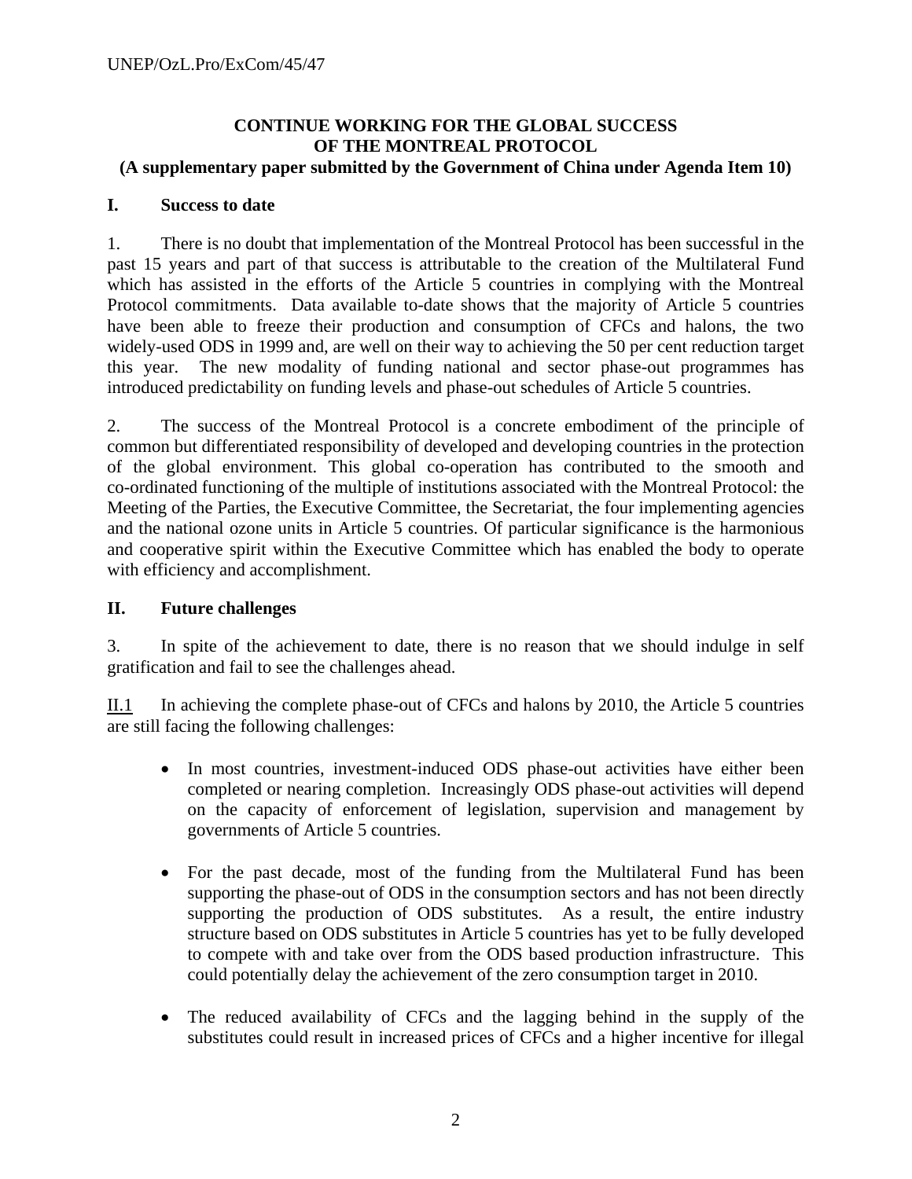**CONTINUE WORKING FOR THE GLOBAL SUCCESS OF THE MONTREAL PROTOCOL**
**(A supplementary paper submitted by the Government of China under Agenda Item 10)**

## I. Success to date

1. There is no doubt that implementation of the Montreal Protocol has been successful in the past 15 years and part of that success is attributable to the creation of the Multilateral Fund which has assisted in the efforts of the Article 5 countries in complying with the Montreal Protocol commitments. Data available to-date shows that the majority of Article 5 countries have been able to freeze their production and consumption of CFCs and halons, the two widely-used ODS in 1999 and, are well on their way to achieving the 50 per cent reduction target this year. The new modality of funding national and sector phase-out programmes has introduced predictability on funding levels and phase-out schedules of Article 5 countries.

2. The success of the Montreal Protocol is a concrete embodiment of the principle of common but differentiated responsibility of developed and developing countries in the protection of the global environment. This global co-operation has contributed to the smooth and co-ordinated functioning of the multiple of institutions associated with the Montreal Protocol: the Meeting of the Parties, the Executive Committee, the Secretariat, the four implementing agencies and the national ozone units in Article 5 countries. Of particular significance is the harmonious and cooperative spirit within the Executive Committee which has enabled the body to operate with efficiency and accomplishment.

## II. Future challenges

3. In spite of the achievement to date, there is no reason that we should indulge in self gratification and fail to see the challenges ahead.

II.1 In achieving the complete phase-out of CFCs and halons by 2010, the Article 5 countries are still facing the following challenges:

- In most countries, investment-induced ODS phase-out activities have either been completed or nearing completion. Increasingly ODS phase-out activities will depend on the capacity of enforcement of legislation, supervision and management by governments of Article 5 countries.

- For the past decade, most of the funding from the Multilateral Fund has been supporting the phase-out of ODS in the consumption sectors and has not been directly supporting the production of ODS substitutes. As a result, the entire industry structure based on ODS substitutes in Article 5 countries has yet to be fully developed to compete with and take over from the ODS based production infrastructure. This could potentially delay the achievement of the zero consumption target in 2010.

- The reduced availability of CFCs and the lagging behind in the supply of the substitutes could result in increased prices of CFCs and a higher incentive for illegal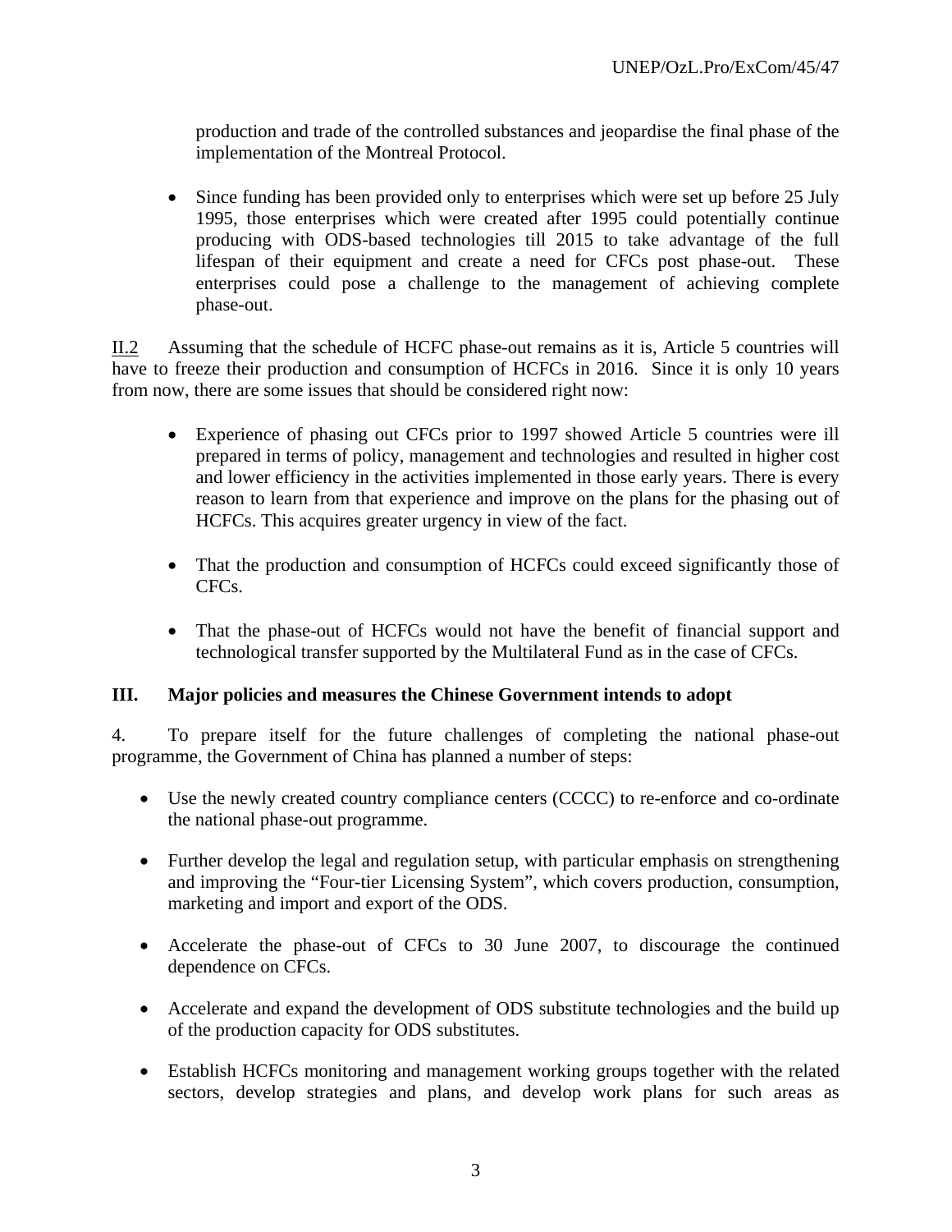production and trade of the controlled substances and jeopardise the final phase of the implementation of the Montreal Protocol.

- Since funding has been provided only to enterprises which were set up before 25 July 1995, those enterprises which were created after 1995 could potentially continue producing with ODS-based technologies till 2015 to take advantage of the full lifespan of their equipment and create a need for CFCs post phase-out. These enterprises could pose a challenge to the management of achieving complete phase-out.

II.2 Assuming that the schedule of HCFC phase-out remains as it is, Article 5 countries will have to freeze their production and consumption of HCFCs in 2016. Since it is only 10 years from now, there are some issues that should be considered right now:

- Experience of phasing out CFCs prior to 1997 showed Article 5 countries were ill prepared in terms of policy, management and technologies and resulted in higher cost and lower efficiency in the activities implemented in those early years. There is every reason to learn from that experience and improve on the plans for the phasing out of HCFCs. This acquires greater urgency in view of the fact.

- That the production and consumption of HCFCs could exceed significantly those of CFCs.

- That the phase-out of HCFCs would not have the benefit of financial support and technological transfer supported by the Multilateral Fund as in the case of CFCs.

## III. Major policies and measures the Chinese Government intends to adopt

4. To prepare itself for the future challenges of completing the national phase-out programme, the Government of China has planned a number of steps:

- Use the newly created country compliance centers (CCCC) to re-enforce and co-ordinate the national phase-out programme.

- Further develop the legal and regulation setup, with particular emphasis on strengthening and improving the "Four-tier Licensing System", which covers production, consumption, marketing and import and export of the ODS.

- Accelerate the phase-out of CFCs to 30 June 2007, to discourage the continued dependence on CFCs.

- Accelerate and expand the development of ODS substitute technologies and the build up of the production capacity for ODS substitutes.

- Establish HCFCs monitoring and management working groups together with the related sectors, develop strategies and plans, and develop work plans for such areas as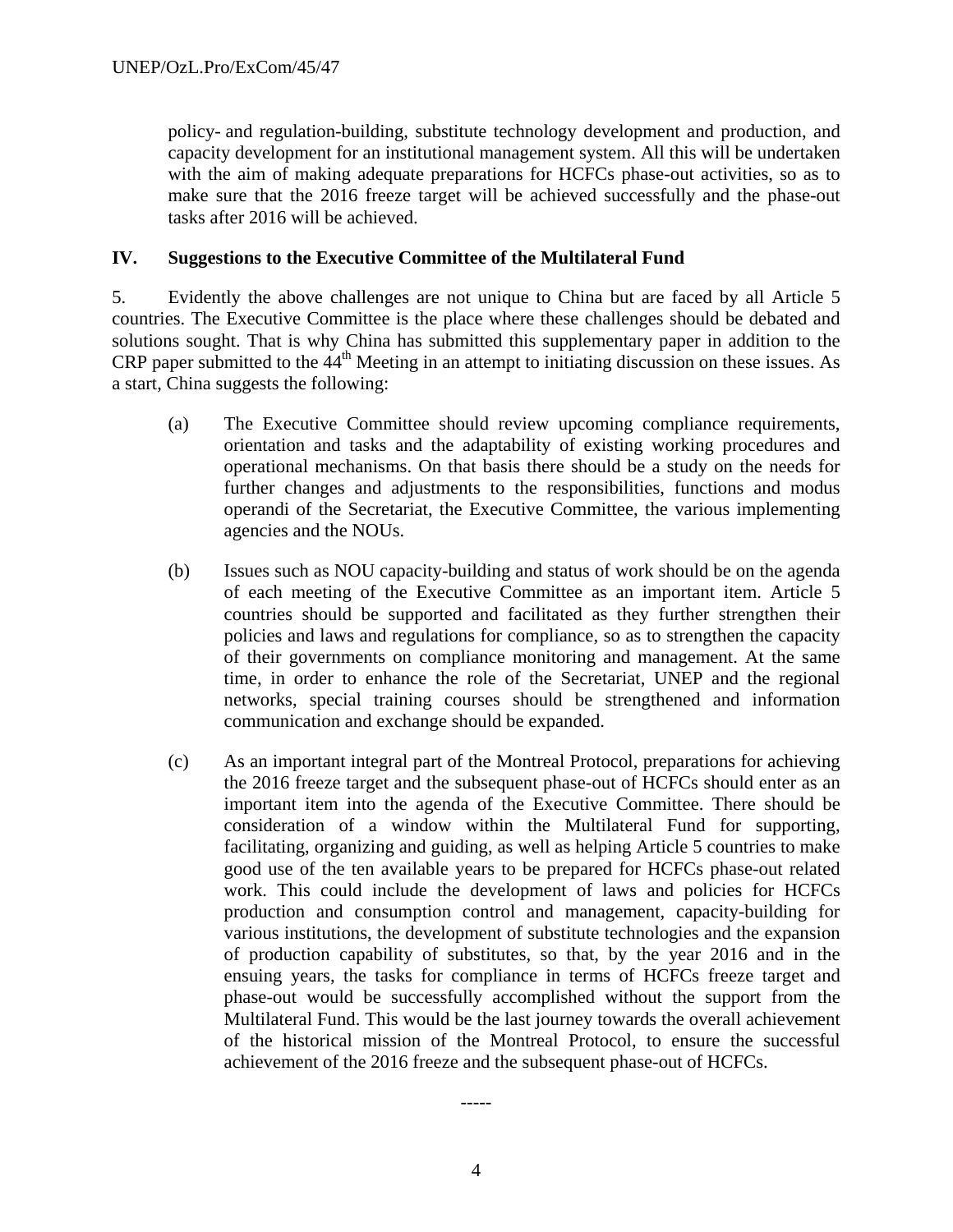policy- and regulation-building, substitute technology development and production, and capacity development for an institutional management system. All this will be undertaken with the aim of making adequate preparations for HCFCs phase-out activities, so as to make sure that the 2016 freeze target will be achieved successfully and the phase-out tasks after 2016 will be achieved.

## IV. Suggestions to the Executive Committee of the Multilateral Fund

5. Evidently the above challenges are not unique to China but are faced by all Article 5 countries. The Executive Committee is the place where these challenges should be debated and solutions sought. That is why China has submitted this supplementary paper in addition to the CRP paper submitted to the 44th Meeting in an attempt to initiating discussion on these issues. As a start, China suggests the following:

(a) The Executive Committee should review upcoming compliance requirements, orientation and tasks and the adaptability of existing working procedures and operational mechanisms. On that basis there should be a study on the needs for further changes and adjustments to the responsibilities, functions and modus operandi of the Secretariat, the Executive Committee, the various implementing agencies and the NOUs.

(b) Issues such as NOU capacity-building and status of work should be on the agenda of each meeting of the Executive Committee as an important item. Article 5 countries should be supported and facilitated as they further strengthen their policies and laws and regulations for compliance, so as to strengthen the capacity of their governments on compliance monitoring and management. At the same time, in order to enhance the role of the Secretariat, UNEP and the regional networks, special training courses should be strengthened and information communication and exchange should be expanded.

(c) As an important integral part of the Montreal Protocol, preparations for achieving the 2016 freeze target and the subsequent phase-out of HCFCs should enter as an important item into the agenda of the Executive Committee. There should be consideration of a window within the Multilateral Fund for supporting, facilitating, organizing and guiding, as well as helping Article 5 countries to make good use of the ten available years to be prepared for HCFCs phase-out related work. This could include the development of laws and policies for HCFCs production and consumption control and management, capacity-building for various institutions, the development of substitute technologies and the expansion of production capability of substitutes, so that, by the year 2016 and in the ensuing years, the tasks for compliance in terms of HCFCs freeze target and phase-out would be successfully accomplished without the support from the Multilateral Fund. This would be the last journey towards the overall achievement of the historical mission of the Montreal Protocol, to ensure the successful achievement of the 2016 freeze and the subsequent phase-out of HCFCs.

-----